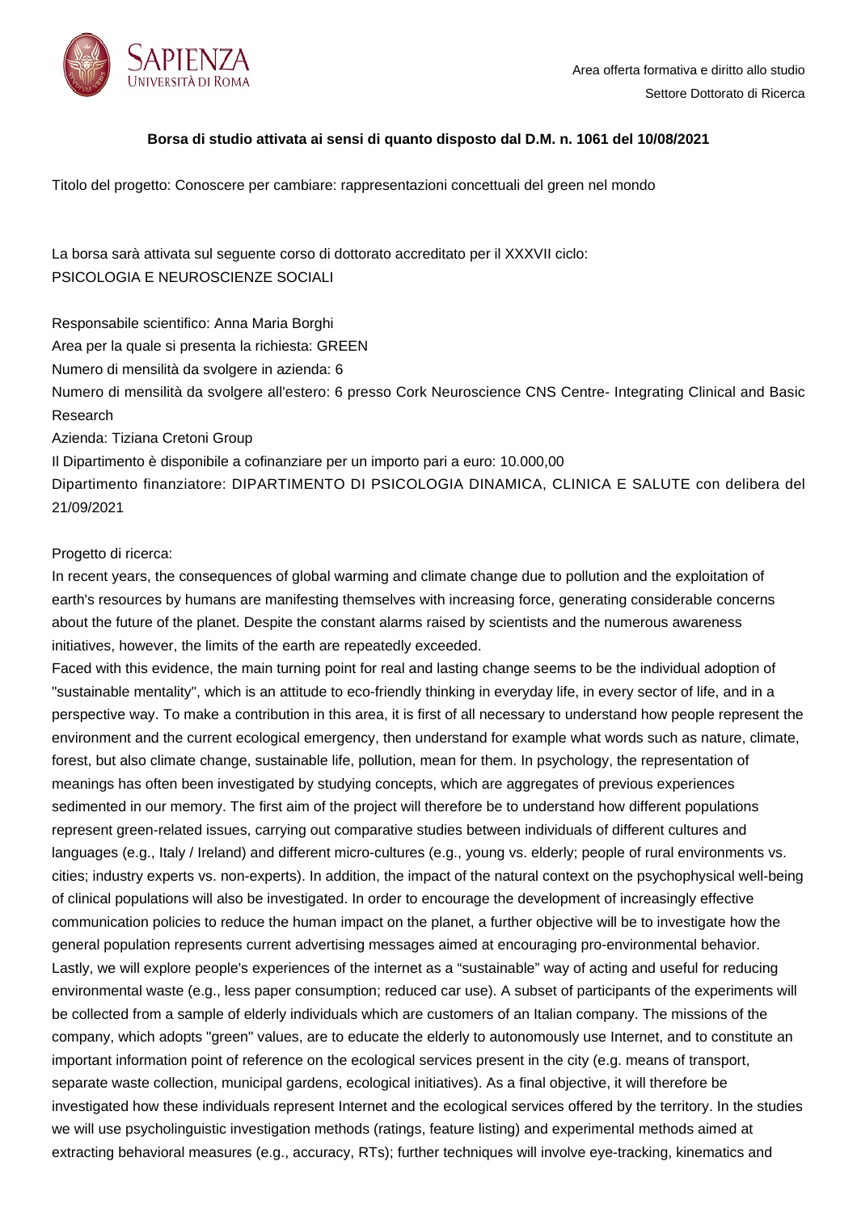Area offerta formativa e diritto allo studio
Settore Dottorato di Ricerca

**Borsa di studio attivata ai sensi di quanto disposto dal D.M. n. 1061 del 10/08/2021**

Titolo del progetto: Conoscere per cambiare: rappresentazioni concettuali del green nel mondo

La borsa sarà attivata sul seguente corso di dottorato accreditato per il XXXVII ciclo:
PSICOLOGIA E NEUROSCIENZE SOCIALI

Responsabile scientifico: Anna Maria Borghi
Area per la quale si presenta la richiesta: GREEN
Numero di mensilità da svolgere in azienda: 6
Numero di mensilità da svolgere all'estero: 6 presso Cork Neuroscience CNS Centre- Integrating Clinical and Basic Research
Azienda: Tiziana Cretoni Group
Il Dipartimento è disponibile a cofinanziare per un importo pari a euro: 10.000,00
Dipartimento finanziatore: DIPARTIMENTO DI PSICOLOGIA DINAMICA, CLINICA E SALUTE con delibera del 21/09/2021

Progetto di ricerca:
In recent years, the consequences of global warming and climate change due to pollution and the exploitation of earth's resources by humans are manifesting themselves with increasing force, generating considerable concerns about the future of the planet. Despite the constant alarms raised by scientists and the numerous awareness initiatives, however, the limits of the earth are repeatedly exceeded.
Faced with this evidence, the main turning point for real and lasting change seems to be the individual adoption of "sustainable mentality", which is an attitude to eco-friendly thinking in everyday life, in every sector of life, and in a perspective way. To make a contribution in this area, it is first of all necessary to understand how people represent the environment and the current ecological emergency, then understand for example what words such as nature, climate, forest, but also climate change, sustainable life, pollution, mean for them. In psychology, the representation of meanings has often been investigated by studying concepts, which are aggregates of previous experiences sedimented in our memory. The first aim of the project will therefore be to understand how different populations represent green-related issues, carrying out comparative studies between individuals of different cultures and languages (e.g., Italy / Ireland) and different micro-cultures (e.g., young vs. elderly; people of rural environments vs. cities; industry experts vs. non-experts). In addition, the impact of the natural context on the psychophysical well-being of clinical populations will also be investigated. In order to encourage the development of increasingly effective communication policies to reduce the human impact on the planet, a further objective will be to investigate how the general population represents current advertising messages aimed at encouraging pro-environmental behavior. Lastly, we will explore people's experiences of the internet as a "sustainable" way of acting and useful for reducing environmental waste (e.g., less paper consumption; reduced car use). A subset of participants of the experiments will be collected from a sample of elderly individuals which are customers of an Italian company. The missions of the company, which adopts "green" values, are to educate the elderly to autonomously use Internet, and to constitute an important information point of reference on the ecological services present in the city (e.g. means of transport, separate waste collection, municipal gardens, ecological initiatives). As a final objective, it will therefore be investigated how these individuals represent Internet and the ecological services offered by the territory. In the studies we will use psycholinguistic investigation methods (ratings, feature listing) and experimental methods aimed at extracting behavioral measures (e.g., accuracy, RTs); further techniques will involve eye-tracking, kinematics and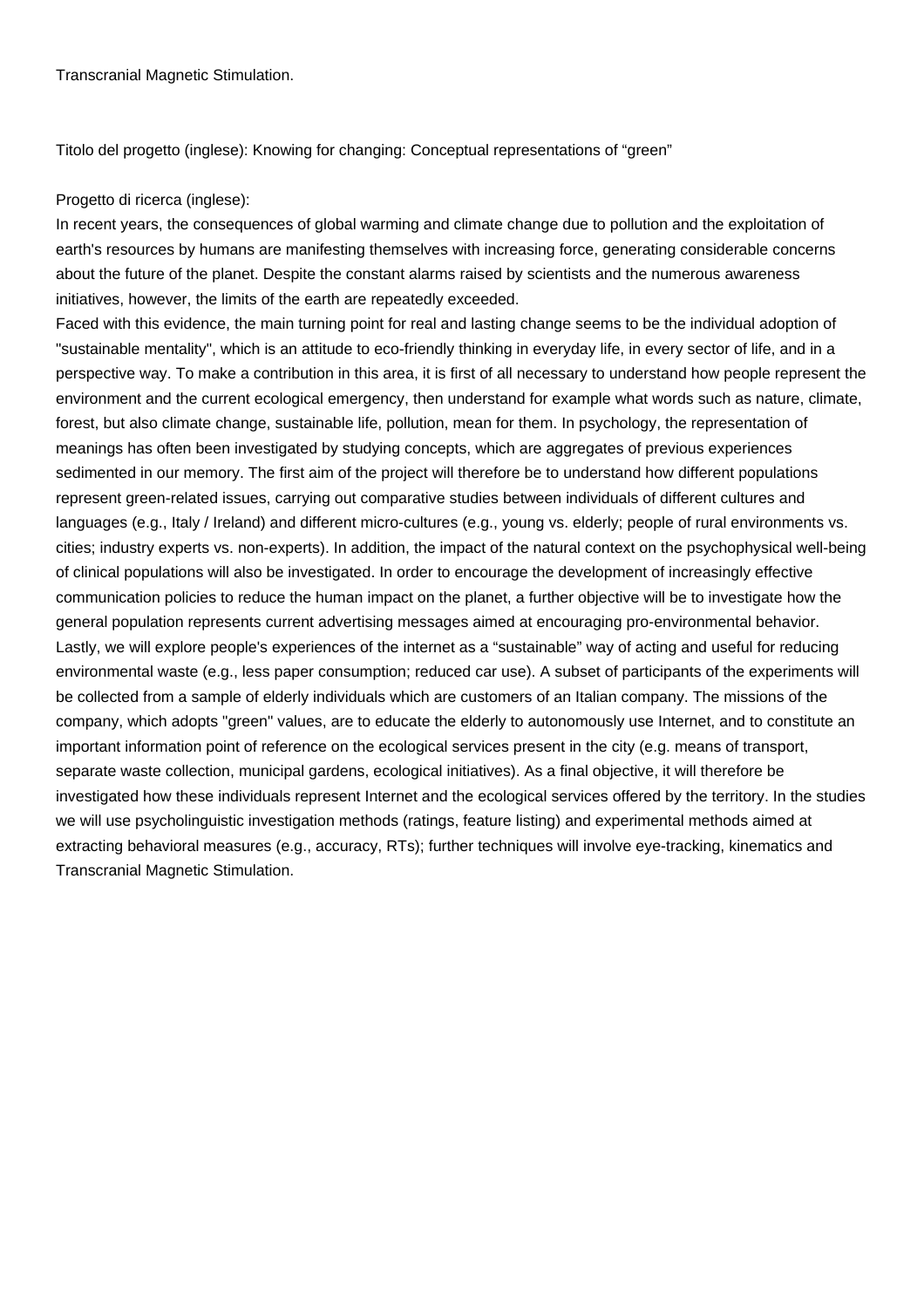Transcranial Magnetic Stimulation.

Titolo del progetto (inglese): Knowing for changing: Conceptual representations of “green”

Progetto di ricerca (inglese):

In recent years, the consequences of global warming and climate change due to pollution and the exploitation of earth's resources by humans are manifesting themselves with increasing force, generating considerable concerns about the future of the planet. Despite the constant alarms raised by scientists and the numerous awareness initiatives, however, the limits of the earth are repeatedly exceeded.

Faced with this evidence, the main turning point for real and lasting change seems to be the individual adoption of "sustainable mentality", which is an attitude to eco-friendly thinking in everyday life, in every sector of life, and in a perspective way. To make a contribution in this area, it is first of all necessary to understand how people represent the environment and the current ecological emergency, then understand for example what words such as nature, climate, forest, but also climate change, sustainable life, pollution, mean for them. In psychology, the representation of meanings has often been investigated by studying concepts, which are aggregates of previous experiences sedimented in our memory. The first aim of the project will therefore be to understand how different populations represent green-related issues, carrying out comparative studies between individuals of different cultures and languages (e.g., Italy / Ireland) and different micro-cultures (e.g., young vs. elderly; people of rural environments vs. cities; industry experts vs. non-experts). In addition, the impact of the natural context on the psychophysical well-being of clinical populations will also be investigated. In order to encourage the development of increasingly effective communication policies to reduce the human impact on the planet, a further objective will be to investigate how the general population represents current advertising messages aimed at encouraging pro-environmental behavior. Lastly, we will explore people's experiences of the internet as a “sustainable” way of acting and useful for reducing environmental waste (e.g., less paper consumption; reduced car use). A subset of participants of the experiments will be collected from a sample of elderly individuals which are customers of an Italian company. The missions of the company, which adopts "green" values, are to educate the elderly to autonomously use Internet, and to constitute an important information point of reference on the ecological services present in the city (e.g. means of transport, separate waste collection, municipal gardens, ecological initiatives). As a final objective, it will therefore be investigated how these individuals represent Internet and the ecological services offered by the territory. In the studies we will use psycholinguistic investigation methods (ratings, feature listing) and experimental methods aimed at extracting behavioral measures (e.g., accuracy, RTs); further techniques will involve eye-tracking, kinematics and Transcranial Magnetic Stimulation.